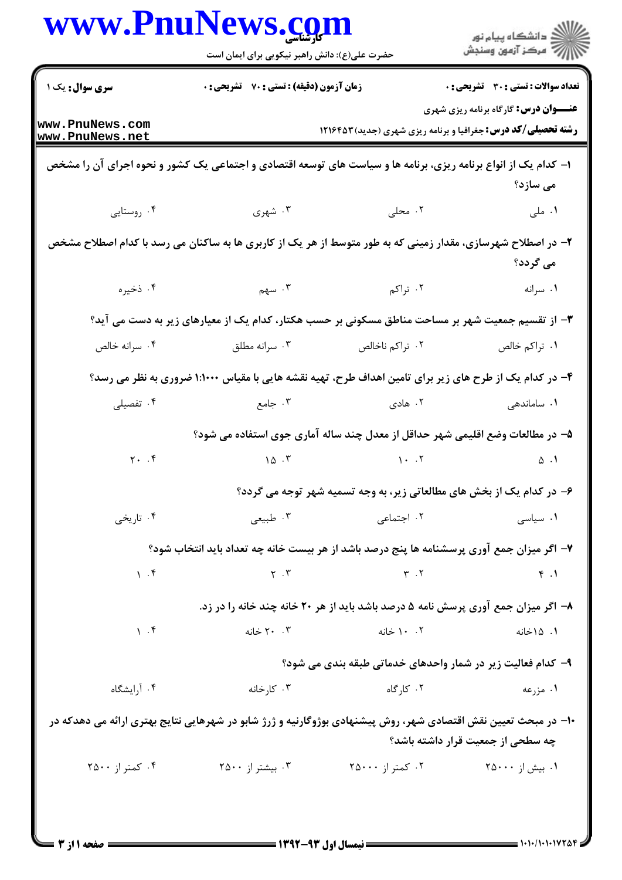حضرت علی(ع): دانش راهبر نیکویی برای ایمان است

**سری سوال:** یک ۱

**زمان آزمون (دقیقه) : تستی : ۷۰ تشریحی : ۰**

**تعداد سوالات : تستی : ۳۰ تشریحی : ۰**

**عنـــوان درس:** گارگاه برنامه ریزی شهری

**رشته تحصیلی/کد درس:** جغرافیا و برنامه ریزی شهری (جدید)۱۲۱۶۴۵۳

۱- کدام یک از انواع برنامه ریزی، برنامه ها و سیاست های توسعه اقتصادی و اجتماعی یک کشور و نحوه اجرای آن را مشخص می سازد؟

۱. ملی
۲. محلی
۳. شهری
۴. روستایی

۲- در اصطلاح شهرسازی، مقدار زمینی که به طور متوسط از هر یک از کاربری ها به ساکنان می رسد با کدام اصطلاح مشخص می گردد؟

۱. سرانه
۲. تراکم
۳. سهم
۴. ذخیره

۳- از تقسیم جمعیت شهر بر مساحت مناطق مسکونی بر حسب هکتار، کدام یک از معیارهای زیر به دست می آید؟

۱. تراکم خالص
۲. تراکم ناخالص
۳. سرانه مطلق
۴. سرانه خالص

۴- در کدام یک از طرح های زیر برای تامین اهداف طرح، تهیه نقشه هایی با مقیاس ۱:۱۰۰۰ ضروری به نظر می رسد؟

۱. ساماندهی
۲. هادی
۳. جامع
۴. تفصیلی

۵- در مطالعات وضع اقلیمی شهر حداقل از معدل چند ساله آماری جوی استفاده می شود؟

۱. ۵
۲. ۱۰
۳. ۱۵
۴. ۲۰

۶- در کدام یک از بخش های مطالعاتی زیر، به وجه تسمیه شهر توجه می گردد؟

۱. سیاسی
۲. اجتماعی
۳. طبیعی
۴. تاریخی

۷- اگر میزان جمع آوری پرسشنامه ها پنج درصد باشد از هر بیست خانه چه تعداد باید انتخاب شود؟

۱. ۴
۲. ۳
۳. ۲
۴. ۱

۸- اگر میزان جمع آوری پرسش نامه ۵ درصد باشد باید از هر ۲۰ خانه چند خانه را در زد.

۱. ۱۵خانه
۲. ۱۰ خانه
۳. ۲۰ خانه
۴. ۱

۹- کدام فعالیت زیر در شمار واحدهای خدماتی طبقه بندی می شود؟

۱. مزرعه
۲. کارگاه
۳. کارخانه
۴. آرایشگاه

۱۰- در مبحث تعیین نقش اقتصادی شهر، روش پیشنهادی بوژوگارنیه و ژرژ شابو در شهرهایی نتایج بهتری ارائه می دهدکه در چه سطحی از جمعیت قرار داشته باشد؟

۱. بیش از ۲۵۰۰۰
۲. کمتر از ۲۵۰۰۰
۳. بیشتر از ۲۵۰۰
۴. کمتر از ۲۵۰۰

**نیمسال اول ۹۳-۱۳۹۲**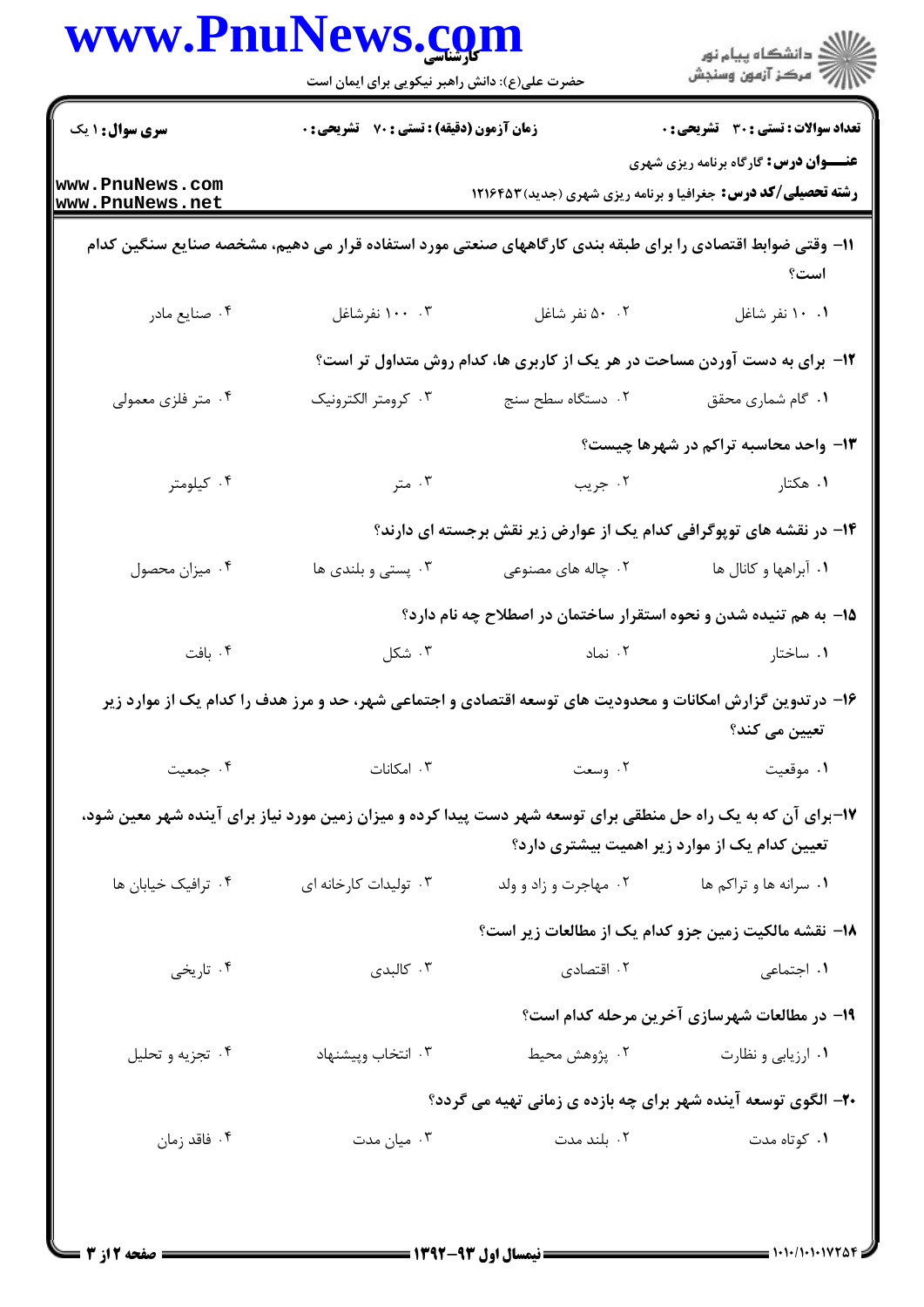۱۱- وقتی ضوابط اقتصادی را برای طبقه بندی کارگاههای صنعتی مورد استفاده قرار می دهیم، مشخصه صنایع سنگین کدام است؟

۱. ۱۰ نفر شاغل
۲. ۵۰ نفر شاغل
۳. ۱۰۰ نفرشاغل
۴. صنایع مادر

۱۲- برای به دست آوردن مساحت در هر یک از کاربری ها، کدام روش متداول تر است؟

۱. گام شماری محقق
۲. دستگاه سطح سنج
۳. کرومتر الکترونیک
۴. متر فلزی معمولی

۱۳- واحد محاسبه تراکم در شهرها چیست؟

۱. هکتار
۲. جریب
۳. متر
۴. کیلومتر

۱۴- در نقشه های توپوگرافی کدام یک از عوارض زیر نقش برجسته ای دارند؟

۱. آبراهها و کانال ها
۲. چاله های مصنوعی
۳. پستی و بلندی ها
۴. میزان محصول

۱۵- به هم تنیده شدن و نحوه استقرار ساختمان در اصطلاح چه نام دارد؟

۱. ساختار
۲. نماد
۳. شکل
۴. بافت

۱۶- درتدوین گزارش امکانات و محدودیت های توسعه اقتصادی و اجتماعی شهر، حد و مرز هدف را کدام یک از موارد زیر تعیین می کند؟

۱. موقعیت
۲. وسعت
۳. امکانات
۴. جمعیت

۱۷-برای آن که به یک راه حل منطقی برای توسعه شهر دست پیدا کرده و میزان زمین مورد نیاز برای آینده شهر معین شود، تعیین کدام یک از موارد زیر اهمیت بیشتری دارد؟

۱. سرانه ها و تراکم ها
۲. مهاجرت و زاد و ولد
۳. تولیدات کارخانه ای
۴. ترافیک خیابان ها

۱۸- نقشه مالکیت زمین جزو کدام یک از مطالعات زیر است؟

۱. اجتماعی
۲. اقتصادی
۳. کالبدی
۴. تاریخی

۱۹- در مطالعات شهرسازی آخرین مرحله کدام است؟

۱. ارزیابی و نظارت
۲. پژوهش محیط
۳. انتخاب وپیشنهاد
۴. تجزیه و تحلیل

۲۰- الگوی توسعه آینده شهر برای چه بازده ی زمانی تهیه می گردد؟

۱. کوتاه مدت
۲. بلند مدت
۳. میان مدت
۴. فاقد زمان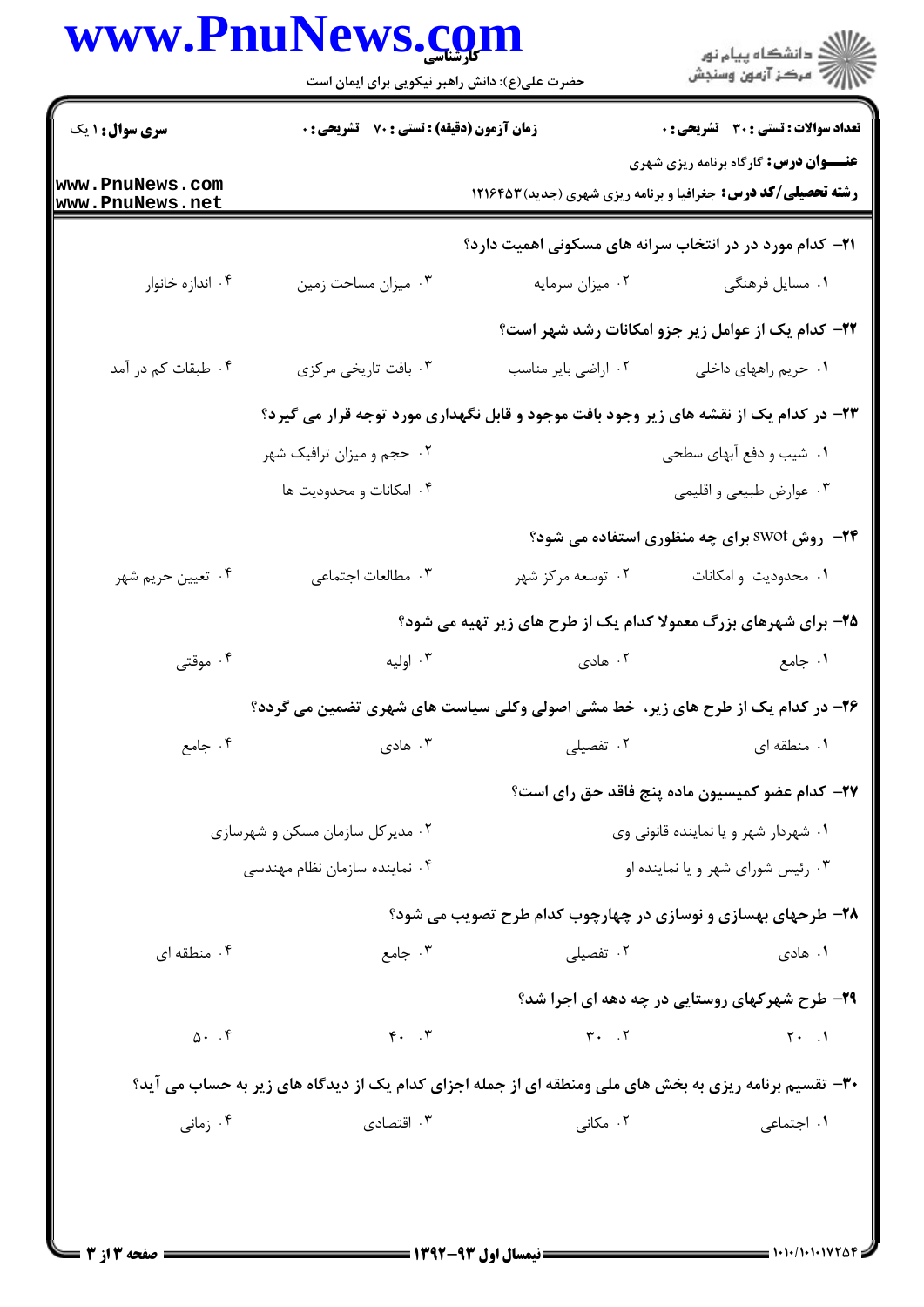**تعداد سوالات : تستی : ۳۰ تشریحی : ۰** | **زمان آزمون (دقیقه) : تستی : ۷۰ تشریحی : ۰** | **سری سوال : ۱ یک**

**عنـــوان درس:** کارگاه برنامه ریزی شهری

**رشته تحصیلی/کد درس:** جغرافیا و برنامه ریزی شهری (جدید)۱۲۱۶۴۵۳

**۲۱-** کدام مورد در در انتخاب سرانه های مسکونی اهمیت دارد؟

۱. مسایل فرهنگی
۲. میزان سرمایه
۳. میزان مساحت زمین
۴. اندازه خانوار

**۲۲-** کدام یک از عوامل زیر جزو امکانات رشد شهر است؟

۱. حریم راههای داخلی
۲. اراضی بایر مناسب
۳. بافت تاریخی مرکزی
۴. طبقات کم در آمد

**۲۳-** در کدام یک از نقشه های زیر وجود بافت موجود و قابل نگهداری مورد توجه قرار می گیرد؟

۱. شیب و دفع آبهای سطحی
۲. حجم و میزان ترافیک شهر
۳. عوارض طبیعی و اقلیمی
۴. امکانات و محدودیت ها

**۲۴-** روش swot برای چه منظوری استفاده می شود؟

۱. محدودیت و امکانات
۲. توسعه مرکز شهر
۳. مطالعات اجتماعی
۴. تعیین حریم شهر

**۲۵-** برای شهرهای بزرگ معمولا کدام یک از طرح های زیر تهیه می شود؟

۱. جامع
۲. هادی
۳. اولیه
۴. موقتی

**۲۶-** در کدام یک از طرح های زیر، خط مشی اصولی وکلی سیاست های شهری تضمین می گردد؟

۱. منطقه ای
۲. تفصیلی
۳. هادی
۴. جامع

**۲۷-** کدام عضو کمیسیون ماده پنج فاقد حق رای است؟

۱. شهردار شهر و یا نماینده قانونی وی
۲. مدیرکل سازمان مسکن و شهرسازی
۳. رئیس شورای شهر و یا نماینده او
۴. نماینده سازمان نظام مهندسی

**۲۸-** طرحهای بهسازی و نوسازی در چهارچوب کدام طرح تصویب می شود؟

۱. هادی
۲. تفصیلی
۳. جامع
۴. منطقه ای

**۲۹-** طرح شهرکهای روستایی در چه دهه ای اجرا شد؟

۱. ۲۰
۲. ۳۰
۳. ۴۰
۴. ۵۰

**۳۰-** تقسیم برنامه ریزی به بخش های ملی ومنطقه ای از جمله اجزای کدام یک از دیدگاه های زیر به حساب می آید؟

۱. اجتماعی
۲. مکانی
۳. اقتصادی
۴. زمانی